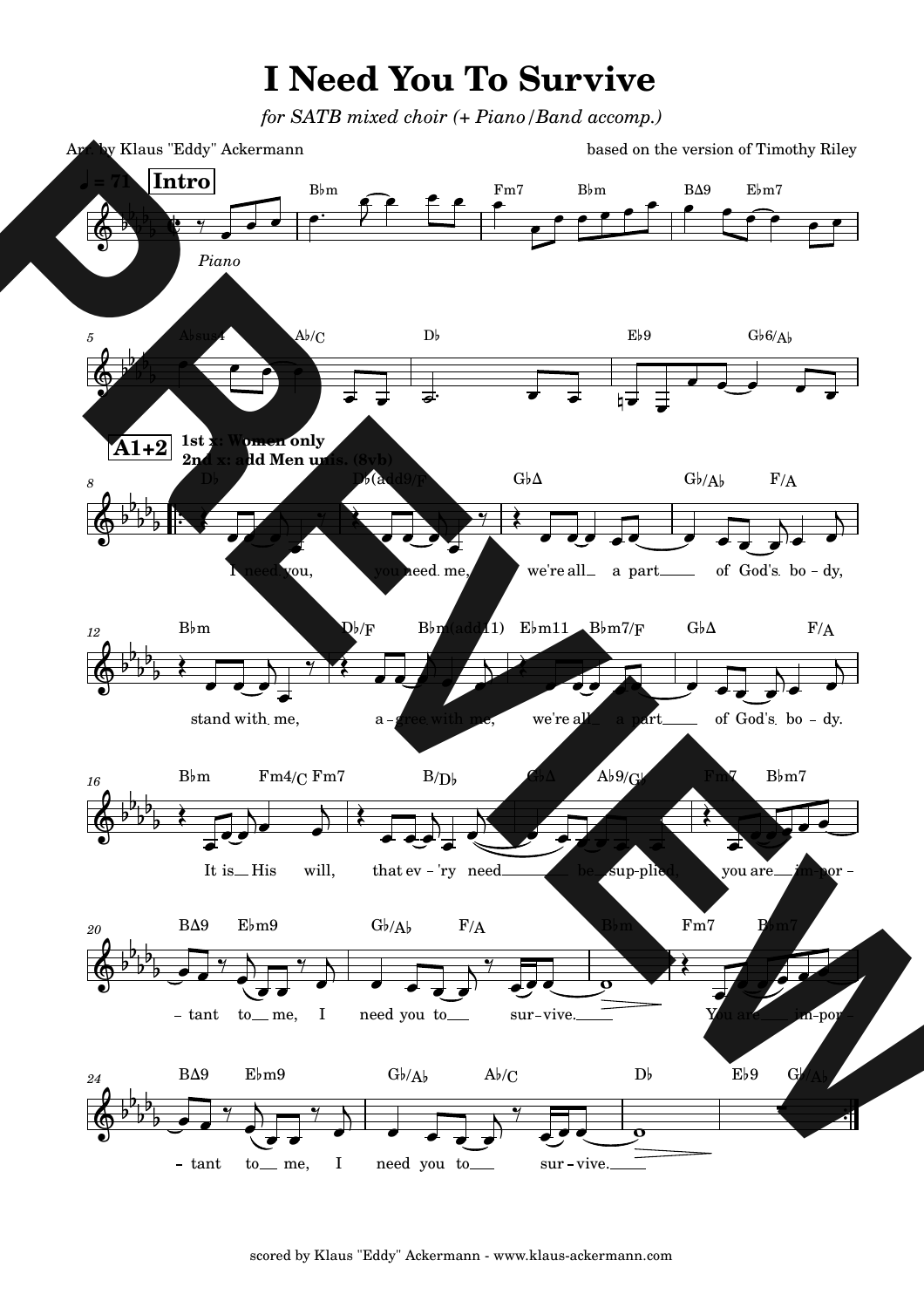# I Need You To Survive

*for SATB mixed choir (+ Piano/Band accomp.)*

Arr. by Klaus "Eddy" Ackermann

based on the version of Timothy Riley

♩ = 71 **Intro**

*Piano*

**A1+2**

**1st x: Women only**
**2nd x: add Men unis. (8vb)**

I need you, you need me, we're all a part of God's body,

stand with me, a - gree with me, we're all a part of God's bo - dy.

It is His will, that ev - 'ry need be sup-plied, you are im-por -

- tant to me, I need you to sur-vive.

You are im-por -

- tant to me, I need you to sur-vive.

scored by Klaus "Eddy" Ackermann - www.klaus-ackermann.com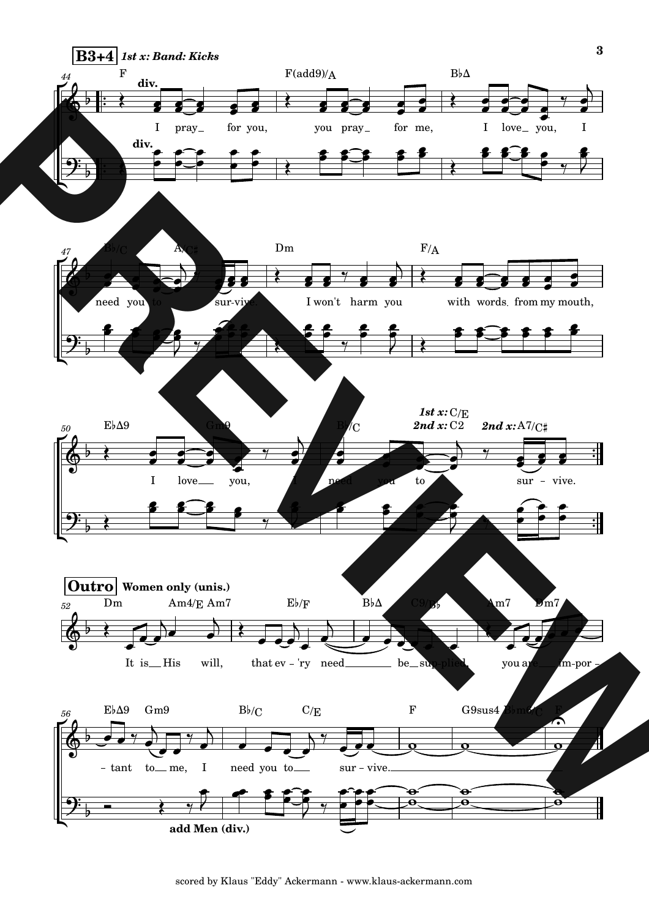**B3+4** *1st x: Band: Kicks*

div.

F | F(add9)/A | B♭Δ

I pray for you, you pray for me, I love you, I

B♭/C | A/C♯ | Dm | F/A

need you to sur-vive. I won't harm you with words from my mouth,

E♭Δ9 | Gm9 | B♭/C | *1st x:* C/E *2nd x:* C2 | *2nd x:* A7/C♯

I love you, I need you to sur-vive.

**Outro** **Women only (unis.)**

Dm | Am4/E Am7 | E♭/F | B♭Δ | C9/B♭ | Am7 | Dm7

It is His will, that ev-'ry need be sup-plied, you are im-por-

E♭Δ9 | Gm9 | B♭/C | C/E | F | G9sus4 | B♭m6/C | F

tant to me, I need you to sur-vive.

**add Men (div.)**

scored by Klaus "Eddy" Ackermann - www.klaus-ackermann.com